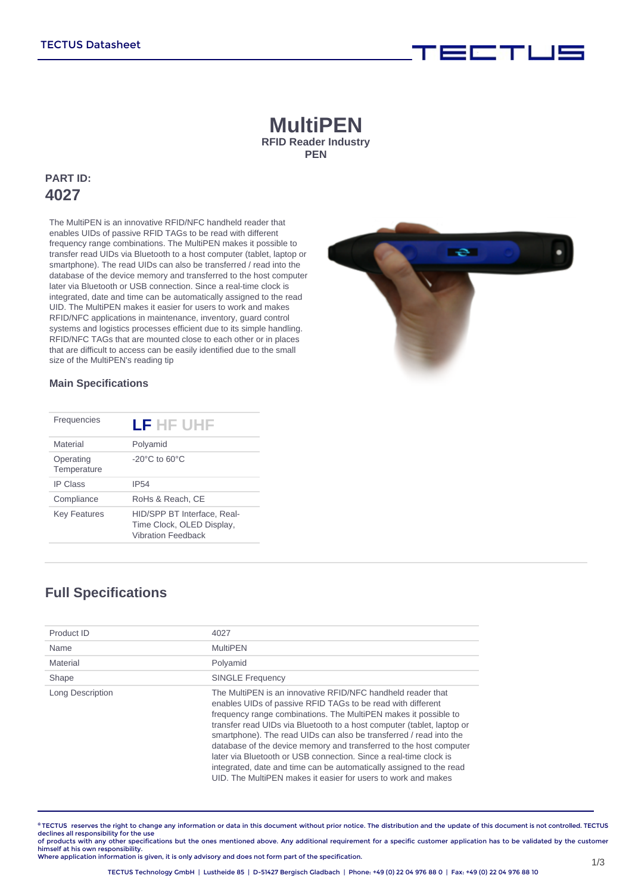# MultiPEN

**RFID Reader Industry PEN**

**PART ID:**

## 4027

The MultiPEN is an innovative RFID/NFC handheld reader that enables UIDs of passive RFID TAGs to be read with different frequency range combinations. The MultiPEN makes it possible to transfer read UIDs via Bluetooth to a host computer (tablet, laptop or smartphone). The read UIDs can also be transferred / read into the database of the device memory and transferred to the host computer later via Bluetooth or USB connection. Since a real-time clock is integrated, date and time can be automatically assigned to the read UID. The MultiPEN makes it easier for users to work and makes RFID/NFC applications in maintenance, inventory, guard control systems and logistics processes efficient due to its simple handling. RFID/NFC TAGs that are mounted close to each other or in places that are difficult to access can be easily identified due to the small size of the MultiPEN's reading tip

### Main Specifications

| | |
|---|---|
| Frequencies | **LF** HF UHF |
| Material | Polyamid |
| Operating Temperature | -20°C to 60°C |
| IP Class | IP54 |
| Compliance | RoHs & Reach, CE |
| Key Features | HID/SPP BT Interface, Real-Time Clock, OLED Display, Vibration Feedback |

## Full Specifications

| | |
|---|---|
| Product ID | 4027 |
| Name | MultiPEN |
| Material | Polyamid |
| Shape | SINGLE Frequency |
| Long Description | The MultiPEN is an innovative RFID/NFC handheld reader that enables UIDs of passive RFID TAGs to be read with different frequency range combinations. The MultiPEN makes it possible to transfer read UIDs via Bluetooth to a host computer (tablet, laptop or smartphone). The read UIDs can also be transferred / read into the database of the device memory and transferred to the host computer later via Bluetooth or USB connection. Since a real-time clock is integrated, date and time can be automatically assigned to the read UID. The MultiPEN makes it easier for users to work and makes |

© TECTUS reserves the right to change any information or data in this document without prior notice. The distribution and the update of this document is not controlled. TECTUS declines all responsibility for the use of products with any other specifications but the ones mentioned above. Any additional requirement for a specific customer application has to be validated by the customer himself at his own responsibility.
Where application information is given, it is only advisory and does not form part of the specification.

TECTUS Technology GmbH | Lustheide 85 | D-51427 Bergisch Gladbach | Phone: +49 (0) 22 04 976 88 0 | Fax: +49 (0) 22 04 976 88 10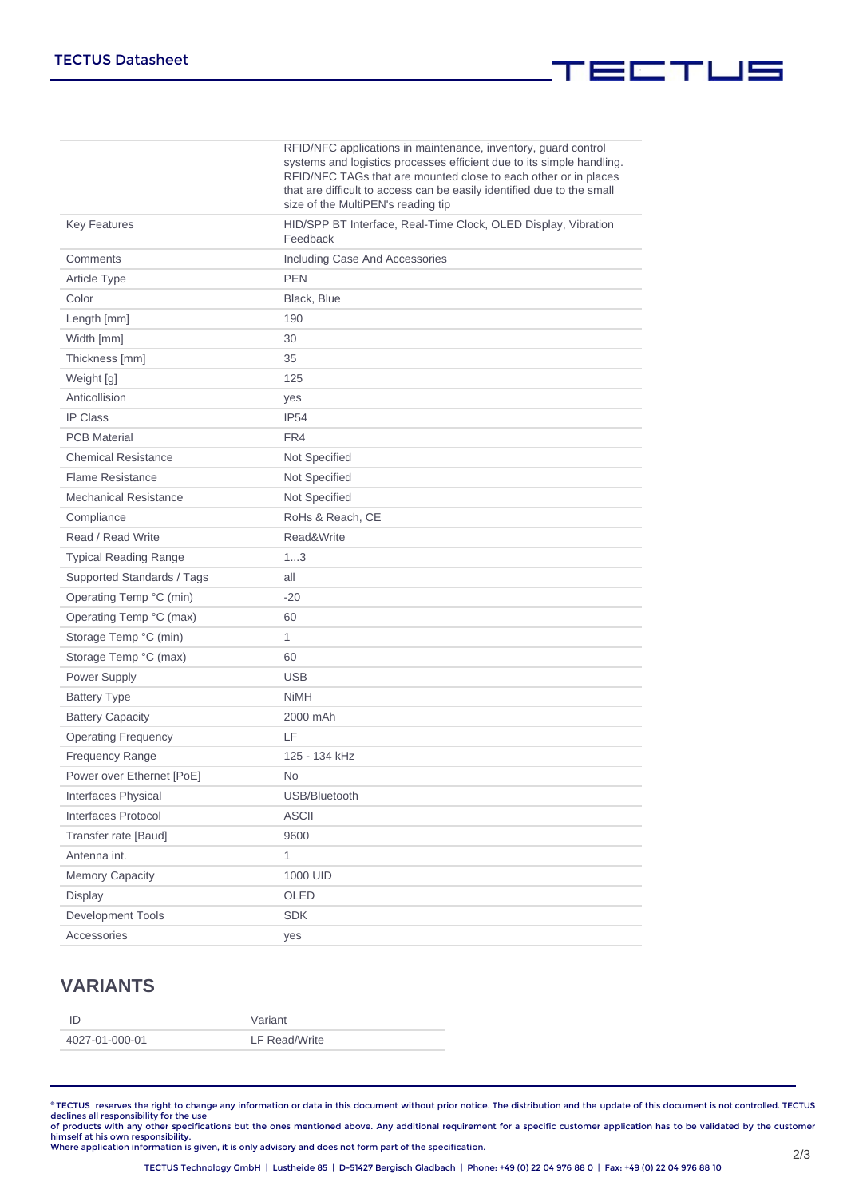| | |
|---|---|
| | RFID/NFC applications in maintenance, inventory, guard control systems and logistics processes efficient due to its simple handling. RFID/NFC TAGs that are mounted close to each other or in places that are difficult to access can be easily identified due to the small size of the MultiPEN's reading tip |
| Key Features | HID/SPP BT Interface, Real-Time Clock, OLED Display, Vibration Feedback |
| Comments | Including Case And Accessories |
| Article Type | PEN |
| Color | Black, Blue |
| Length [mm] | 190 |
| Width [mm] | 30 |
| Thickness [mm] | 35 |
| Weight [g] | 125 |
| Anticollision | yes |
| IP Class | IP54 |
| PCB Material | FR4 |
| Chemical Resistance | Not Specified |
| Flame Resistance | Not Specified |
| Mechanical Resistance | Not Specified |
| Compliance | RoHs & Reach, CE |
| Read / Read Write | Read&Write |
| Typical Reading Range | 1...3 |
| Supported Standards / Tags | all |
| Operating Temp °C (min) | -20 |
| Operating Temp °C (max) | 60 |
| Storage Temp °C (min) | 1 |
| Storage Temp °C (max) | 60 |
| Power Supply | USB |
| Battery Type | NiMH |
| Battery Capacity | 2000 mAh |
| Operating Frequency | LF |
| Frequency Range | 125 - 134 kHz |
| Power over Ethernet [PoE] | No |
| Interfaces Physical | USB/Bluetooth |
| Interfaces Protocol | ASCII |
| Transfer rate [Baud] | 9600 |
| Antenna int. | 1 |
| Memory Capacity | 1000 UID |
| Display | OLED |
| Development Tools | SDK |
| Accessories | yes |

## VARIANTS

| ID | Variant |
|---|---|
| 4027-01-000-01 | LF Read/Write |

® TECTUS reserves the right to change any information or data in this document without prior notice. The distribution and the update of this document is not controlled. TECTUS declines all responsibility for the use of products with any other specifications but the ones mentioned above. Any additional requirement for a specific customer application has to be validated by the customer himself at his own responsibility.
Where application information is given, it is only advisory and does not form part of the specification.

TECTUS Technology GmbH | Lustheide 85 | D-51427 Bergisch Gladbach | Phone: +49 (0) 22 04 976 88 0 | Fax: +49 (0) 22 04 976 88 10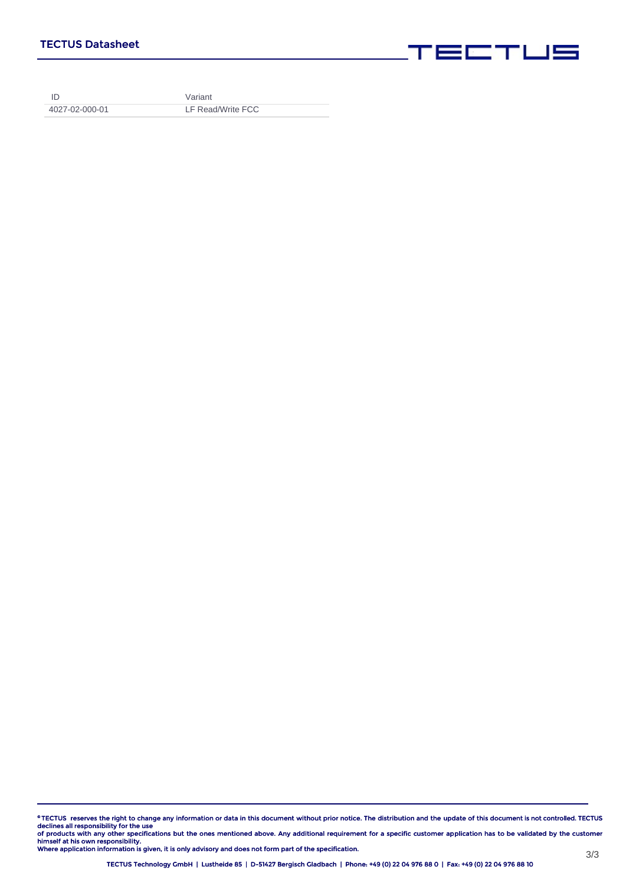| ID | Variant |
|---|---|
| 4027-02-000-01 | LF Read/Write FCC |

® TECTUS reserves the right to change any information or data in this document without prior notice. The distribution and the update of this document is not controlled. TECTUS declines all responsibility for the use of products with any other specifications but the ones mentioned above. Any additional requirement for a specific customer application has to be validated by the customer himself at his own responsibility.
Where application information is given, it is only advisory and does not form part of the specification.

TECTUS Technology GmbH | Lustheide 85 | D-51427 Bergisch Gladbach | Phone: +49 (0) 22 04 976 88 0 | Fax: +49 (0) 22 04 976 88 10